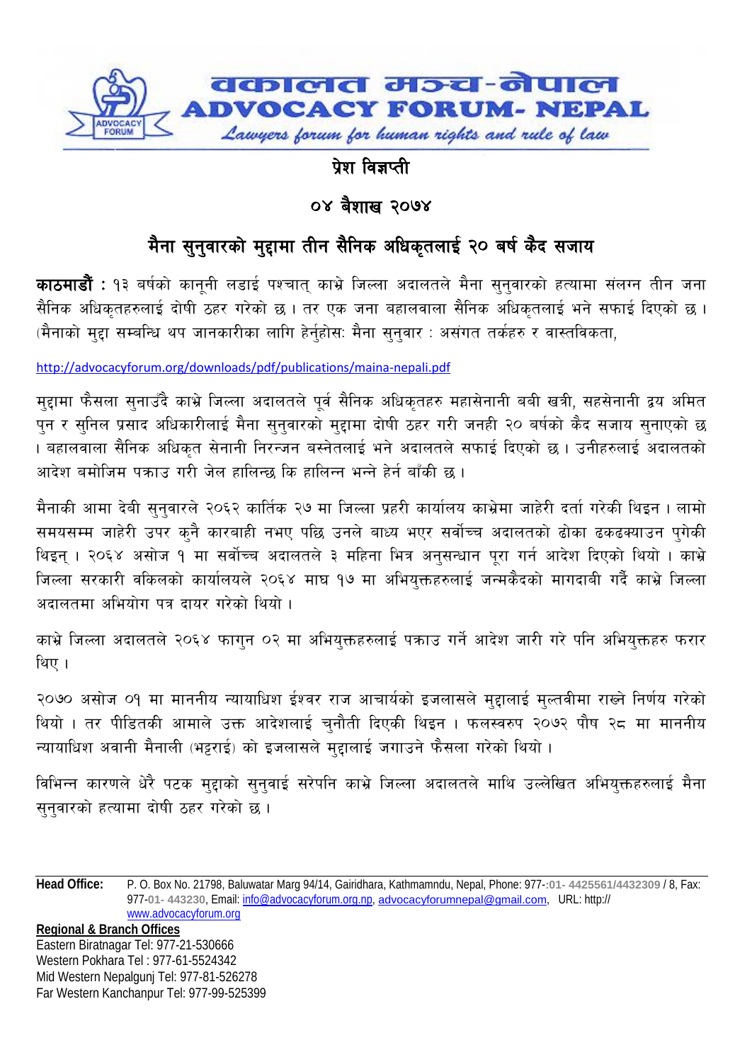# वकालत मञ्च-नेपाल
# ADVOCACY FORUM- NEPAL

*Lawyers forum for human rights and rule of law*

## प्रेश विज्ञप्ती

## ०४ बैशाख २०७४

## मैना सुनुवारको मुद्दामा तीन सैनिक अधिकृतलाई २० बर्ष कैद सजाय

**काठमाडौं :** १३ बर्षको कानूनी लडाई पश्चात् काभ्रे जिल्ला अदालतले मैना सुनुवारको हत्यामा संलग्न तीन जना सैनिक अधिकृतहरुलाई दोषी ठहर गरेको छ । तर एक जना बहालवाला सैनिक अधिकृतलाई भने सफाई दिएको छ । (मैनाको मुद्दा सम्बन्धि थप जानकारीका लागि हेर्नुहोसः मैना सुनुवार : असंगत तर्कहरु र वास्तविकता,

http://advocacyforum.org/downloads/pdf/publications/maina-nepali.pdf

मुद्दामा फैसला सुनाउँदै काभ्रे जिल्ला अदालतले पूर्व सैनिक अधिकृतहरु महासेनानी बबी खत्री, सहसेनानी द्वय अमित पुन र सुनिल प्रसाद अधिकारीलाई मैना सुनुवारको मुद्दामा दोषी ठहर गरी जनही २० बर्षको कैद सजाय सुनाएको छ । बहालवाला सैनिक अधिकृत सेनानी निरन्जन बस्नेतलाई भने अदालतले सफाई दिएको छ । उनीहरुलाई अदालतको आदेश बमोजिम पक्राउ गरी जेल हालिन्छ कि हालिन्न भन्ने हेर्न बाँकी छ ।

मैनाकी आमा देबी सुनुवारले २०६२ कार्तिक २७ मा जिल्ला प्रहरी कार्यालय काभ्रेमा जाहेरी दर्ता गरेकी थिइन । लामो समयसम्म जाहेरी उपर कुनै कारबाही नभए पछि उनले बाध्य भएर सर्वोच्च अदालतको ढोका ढकढक्याउन पुगेकी थिइन् । २०६४ असोज १ मा सर्वोच्च अदालतले ३ महिना भित्र अनुसन्धान पूरा गर्न आदेश दिएको थियो । काभ्रे जिल्ला सरकारी वकिलको कार्यालयले २०६४ माघ १७ मा अभियुक्तहरुलाई जन्मकैदको मागदाबी गर्दै काभ्रे जिल्ला अदालतमा अभियोग पत्र दायर गरेको थियो ।

काभ्रे जिल्ला अदालतले २०६४ फागुन ०२ मा अभियुक्तहरुलाई पक्राउ गर्ने आदेश जारी गरे पनि अभियुक्तहरु फरार थिए ।

२०७० असोज ०१ मा माननीय न्यायाधिश ईश्वर राज आचार्यको इजलासले मुद्दालाई मुल्तवीमा राख्ने निर्णय गरेको थियो । तर पीडितकी आमाले उक्त आदेशलाई चुनौती दिएकी थिइन । फलस्वरुप २०७२ पौष २८ मा माननीय न्यायाधिश अवानी मैनाली (भट्टराई) को इजलासले मुद्दालाई जगाउने फैसला गरेको थियो ।

विभिन्न कारणले धेरै पटक मुद्दाको सुनुवाई सरेपनि काभ्रे जिल्ला अदालतले माथि उल्लेखित अभियुक्तहरुलाई मैना सुनुवारको हत्यामा दोषी ठहर गरेको छ ।

---

**Head Office:** P. O. Box No. 21798, Baluwatar Marg 94/14, Gairidhara, Kathmamndu, Nepal, Phone: 977-:01- 4425561/4432309 / 8, Fax: 977-01- 443230, Email: info@advocacyforum.org.np, advocacyforumnepal@gmail.com, URL: http:// www.advocacyforum.org

**Regional & Branch Offices**
Eastern Biratnagar Tel: 977-21-530666
Western Pokhara Tel : 977-61-5524342
Mid Western Nepalgunj Tel: 977-81-526278
Far Western Kanchanpur Tel: 977-99-525399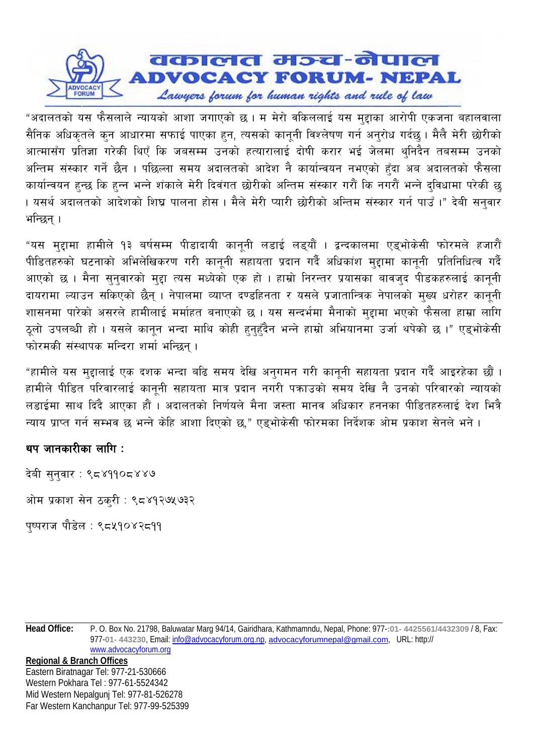"अदालतको यस फैसलाले न्यायको आशा जगाएको छ । म मेरो वकिललाई यस मुद्दाका आरोपी एकजना बहालवाला सैनिक अधिकृतले कुन आधारमा सफाई पाएका हुन, त्यसको कानूनी विश्लेषण गर्न अनुरोध गर्दछु । मैले मेरी छोरीको आत्मासँग प्रतिज्ञा गरेकी थिएँ कि जबसम्म उनको हत्यारालाई दोषी करार भई जेलमा थुनिदैन तबसम्म उनको अन्तिम संस्कार गर्ने छैन । पछिल्ला समय अदालतको आदेश नै कार्यान्वयन नभएको हुँदा अब अदालतको फैसला कार्यान्वयन हुन्छ कि हुन्न भन्ने शंकाले मेरी दिवंगत छोरीको अन्तिम संस्कार गरौं कि नगरौं भन्ने दुविधामा परेकी छु । यसर्थ अदालतको आदेशको शिघ्र पालना होस । मैले मेरी प्यारी छोरीको अन्तिम संस्कार गर्न पाउँ ।" देबी सनुवार भन्छिन् ।

"यस मुद्दामा हामीले १३ बर्षसम्म पीडादायी कानूनी लडाई लड्यौं । द्वन्दकालमा एड्भोकेसी फोरमले हजारौं पीडितहरुको घटनाको अभिलेखिकरण गरी कानूनी सहायता प्रदान गर्दै अधिकांश मुद्दामा कानूनी प्रतिनिधित्व गर्दै आएको छ । मैना सुनुवारको मुद्दा त्यस मध्येको एक हो । हाम्रो निरन्तर प्रयासका बावजुद पीडकहरुलाई कानूनी दायरामा ल्याउन सकिएको छैन् । नेपालमा व्याप्त दण्डहिनता र यसले प्रजातान्त्रिक नेपालको मुख्य धरोहर कानूनी शासनमा पारेको असरले हामीलाई मर्माहत बनाएको छ । यस सन्दर्भमा मैनाको मुद्दामा भएको फैसला हाम्रा लागि ठूलो उपलब्धी हो । यसले कानून भन्दा माथि कोही हुनुहुँदैन भन्ने हाम्रो अभियानमा उर्जा थपेको छ ।" एड्भोकेसी फोरमकी संस्थापक मन्दिरा शर्मा भन्छिन् ।

"हामीले यस मुद्दालाई एक दशक भन्दा बढि समय देखि अनुगमन गरी कानूनी सहायता प्रदान गर्दै आइरहेका छौं । हामीले पीडित परिवारलाई कानूनी सहायता मात्र प्रदान नगरी पक्राउको समय देखि नै उनको परिवारको न्यायको लडाईमा साथ दिँदै आएका हौं । अदालतको निर्णयले मैना जस्ता मानव अधिकार हननका पीडितहरुलाई देश भित्रै न्याय प्राप्त गर्न सम्भव छ भन्ने केहि आशा दिएको छ," एड्भोकेसी फोरमका निर्देशक ओम प्रकाश सेनले भने ।

**थप जानकारीका लागि :**

देबी सुनुवार : ९८४११०८४४७

ओम प्रकाश सेन ठकुरी : ९८४१२७५७३२

पुष्पराज पौडेल : ९८५१०४२८११